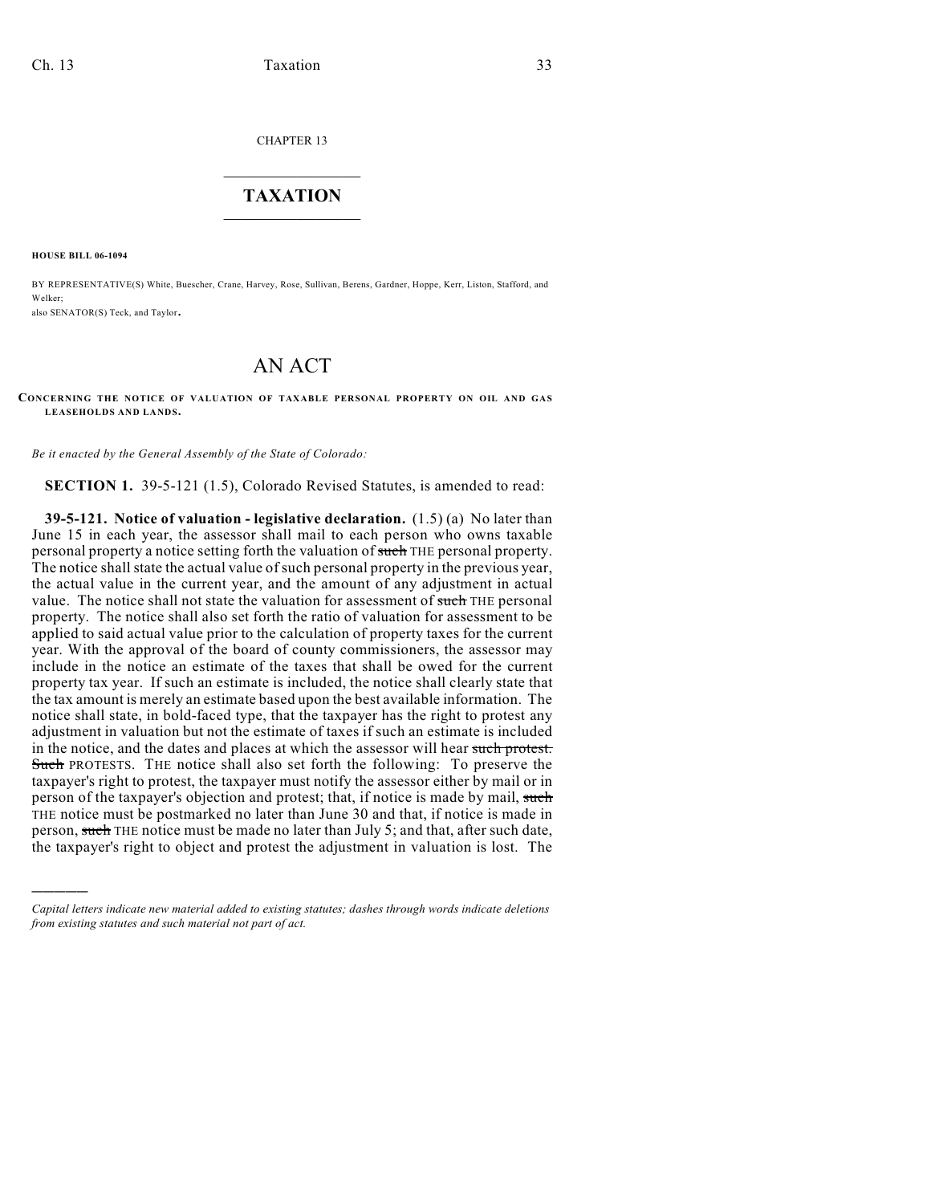CHAPTER 13

# TAXATION

**HOUSE BILL 06-1094**

BY REPRESENTATIVE(S) White, Buescher, Crane, Harvey, Rose, Sullivan, Berens, Gardner, Hoppe, Kerr, Liston, Stafford, and Welker;
also SENATOR(S) Teck, and Taylor.

# AN ACT

**CONCERNING THE NOTICE OF VALUATION OF TAXABLE PERSONAL PROPERTY ON OIL AND GAS LEASEHOLDS AND LANDS.**

*Be it enacted by the General Assembly of the State of Colorado:*

**SECTION 1.** 39-5-121 (1.5), Colorado Revised Statutes, is amended to read:

**39-5-121. Notice of valuation - legislative declaration.** (1.5) (a) No later than June 15 in each year, the assessor shall mail to each person who owns taxable personal property a notice setting forth the valuation of ~~such~~ THE personal property. The notice shall state the actual value of such personal property in the previous year, the actual value in the current year, and the amount of any adjustment in actual value. The notice shall not state the valuation for assessment of ~~such~~ THE personal property. The notice shall also set forth the ratio of valuation for assessment to be applied to said actual value prior to the calculation of property taxes for the current year. With the approval of the board of county commissioners, the assessor may include in the notice an estimate of the taxes that shall be owed for the current property tax year. If such an estimate is included, the notice shall clearly state that the tax amount is merely an estimate based upon the best available information. The notice shall state, in bold-faced type, that the taxpayer has the right to protest any adjustment in valuation but not the estimate of taxes if such an estimate is included in the notice, and the dates and places at which the assessor will hear ~~such protest. Such~~ PROTESTS. THE notice shall also set forth the following: To preserve the taxpayer's right to protest, the taxpayer must notify the assessor either by mail or in person of the taxpayer's objection and protest; that, if notice is made by mail, ~~such~~ THE notice must be postmarked no later than June 30 and that, if notice is made in person, ~~such~~ THE notice must be made no later than July 5; and that, after such date, the taxpayer's right to object and protest the adjustment in valuation is lost. The

*Capital letters indicate new material added to existing statutes; dashes through words indicate deletions from existing statutes and such material not part of act.*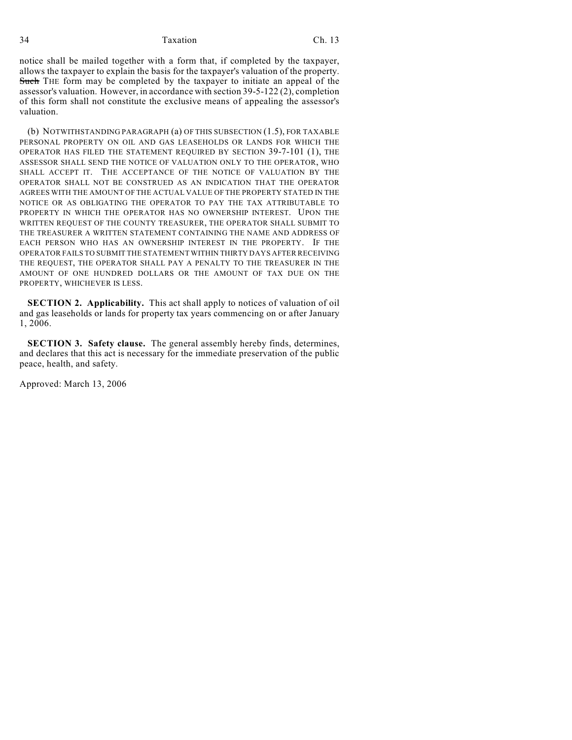notice shall be mailed together with a form that, if completed by the taxpayer, allows the taxpayer to explain the basis for the taxpayer's valuation of the property. ~~Such~~ THE form may be completed by the taxpayer to initiate an appeal of the assessor's valuation. However, in accordance with section 39-5-122 (2), completion of this form shall not constitute the exclusive means of appealing the assessor's valuation.

(b) NOTWITHSTANDING PARAGRAPH (a) OF THIS SUBSECTION (1.5), FOR TAXABLE PERSONAL PROPERTY ON OIL AND GAS LEASEHOLDS OR LANDS FOR WHICH THE OPERATOR HAS FILED THE STATEMENT REQUIRED BY SECTION 39-7-101 (1), THE ASSESSOR SHALL SEND THE NOTICE OF VALUATION ONLY TO THE OPERATOR, WHO SHALL ACCEPT IT. THE ACCEPTANCE OF THE NOTICE OF VALUATION BY THE OPERATOR SHALL NOT BE CONSTRUED AS AN INDICATION THAT THE OPERATOR AGREES WITH THE AMOUNT OF THE ACTUAL VALUE OF THE PROPERTY STATED IN THE NOTICE OR AS OBLIGATING THE OPERATOR TO PAY THE TAX ATTRIBUTABLE TO PROPERTY IN WHICH THE OPERATOR HAS NO OWNERSHIP INTEREST. UPON THE WRITTEN REQUEST OF THE COUNTY TREASURER, THE OPERATOR SHALL SUBMIT TO THE TREASURER A WRITTEN STATEMENT CONTAINING THE NAME AND ADDRESS OF EACH PERSON WHO HAS AN OWNERSHIP INTEREST IN THE PROPERTY. IF THE OPERATOR FAILS TO SUBMIT THE STATEMENT WITHIN THIRTY DAYS AFTER RECEIVING THE REQUEST, THE OPERATOR SHALL PAY A PENALTY TO THE TREASURER IN THE AMOUNT OF ONE HUNDRED DOLLARS OR THE AMOUNT OF TAX DUE ON THE PROPERTY, WHICHEVER IS LESS.

**SECTION 2. Applicability.** This act shall apply to notices of valuation of oil and gas leaseholds or lands for property tax years commencing on or after January 1, 2006.

**SECTION 3. Safety clause.** The general assembly hereby finds, determines, and declares that this act is necessary for the immediate preservation of the public peace, health, and safety.

Approved: March 13, 2006